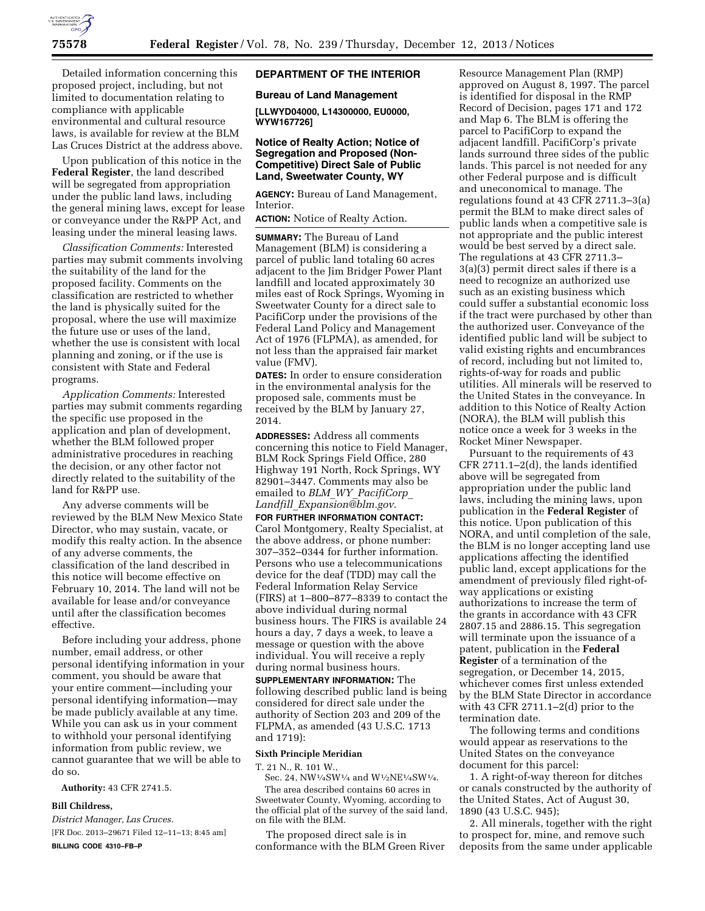Detailed information concerning this proposed project, including, but not limited to documentation relating to compliance with applicable environmental and cultural resource laws, is available for review at the BLM Las Cruces District at the address above.

Upon publication of this notice in the **Federal Register**, the land described will be segregated from appropriation under the public land laws, including the general mining laws, except for lease or conveyance under the R&PP Act, and leasing under the mineral leasing laws.

*Classification Comments:* Interested parties may submit comments involving the suitability of the land for the proposed facility. Comments on the classification are restricted to whether the land is physically suited for the proposal, where the use will maximize the future use or uses of the land, whether the use is consistent with local planning and zoning, or if the use is consistent with State and Federal programs.

*Application Comments:* Interested parties may submit comments regarding the specific use proposed in the application and plan of development, whether the BLM followed proper administrative procedures in reaching the decision, or any other factor not directly related to the suitability of the land for R&PP use.

Any adverse comments will be reviewed by the BLM New Mexico State Director, who may sustain, vacate, or modify this realty action. In the absence of any adverse comments, the classification of the land described in this notice will become effective on February 10, 2014. The land will not be available for lease and/or conveyance until after the classification becomes effective.

Before including your address, phone number, email address, or other personal identifying information in your comment, you should be aware that your entire comment—including your personal identifying information—may be made publicly available at any time. While you can ask us in your comment to withhold your personal identifying information from public review, we cannot guarantee that we will be able to do so.

**Authority:** 43 CFR 2741.5.

**Bill Childress,**

*District Manager, Las Cruces.*

[FR Doc. 2013–29671 Filed 12–11–13; 8:45 am]

**BILLING CODE 4310–FB–P**

## DEPARTMENT OF THE INTERIOR

### Bureau of Land Management

**[LLWYD04000, L14300000, EU0000, WYW167726]**

### Notice of Realty Action; Notice of Segregation and Proposed (Non-Competitive) Direct Sale of Public Land, Sweetwater County, WY

**AGENCY:** Bureau of Land Management, Interior.

**ACTION:** Notice of Realty Action.

**SUMMARY:** The Bureau of Land Management (BLM) is considering a parcel of public land totaling 60 acres adjacent to the Jim Bridger Power Plant landfill and located approximately 30 miles east of Rock Springs, Wyoming in Sweetwater County for a direct sale to PacifiCorp under the provisions of the Federal Land Policy and Management Act of 1976 (FLPMA), as amended, for not less than the appraised fair market value (FMV).

**DATES:** In order to ensure consideration in the environmental analysis for the proposed sale, comments must be received by the BLM by January 27, 2014.

**ADDRESSES:** Address all comments concerning this notice to Field Manager, BLM Rock Springs Field Office, 280 Highway 191 North, Rock Springs, WY 82901–3447. Comments may also be emailed to *BLM_WY_PacifiCorp_Landfill_Expansion@blm.gov*.

**FOR FURTHER INFORMATION CONTACT:** Carol Montgomery, Realty Specialist, at the above address, or phone number: 307–352–0344 for further information. Persons who use a telecommunications device for the deaf (TDD) may call the Federal Information Relay Service (FIRS) at 1–800–877–8339 to contact the above individual during normal business hours. The FIRS is available 24 hours a day, 7 days a week, to leave a message or question with the above individual. You will receive a reply during normal business hours.

**SUPPLEMENTARY INFORMATION:** The following described public land is being considered for direct sale under the authority of Section 203 and 209 of the FLPMA, as amended (43 U.S.C. 1713 and 1719):

#### Sixth Principle Meridian

T. 21 N., R. 101 W.,
Sec. 24, NW¼SW¼ and W½NE¼SW¼.

The area described contains 60 acres in Sweetwater County, Wyoming, according to the official plat of the survey of the said land, on file with the BLM.

The proposed direct sale is in conformance with the BLM Green River Resource Management Plan (RMP) approved on August 8, 1997. The parcel is identified for disposal in the RMP Record of Decision, pages 171 and 172 and Map 6. The BLM is offering the parcel to PacifiCorp to expand the adjacent landfill. PacifiCorp's private lands surround three sides of the public lands. This parcel is not needed for any other Federal purpose and is difficult and uneconomical to manage. The regulations found at 43 CFR 2711.3–3(a) permit the BLM to make direct sales of public lands when a competitive sale is not appropriate and the public interest would be best served by a direct sale. The regulations at 43 CFR 2711.3–3(a)(3) permit direct sales if there is a need to recognize an authorized use such as an existing business which could suffer a substantial economic loss if the tract were purchased by other than the authorized user. Conveyance of the identified public land will be subject to valid existing rights and encumbrances of record, including but not limited to, rights-of-way for roads and public utilities. All minerals will be reserved to the United States in the conveyance. In addition to this Notice of Realty Action (NORA), the BLM will publish this notice once a week for 3 weeks in the Rocket Miner Newspaper.

Pursuant to the requirements of 43 CFR 2711.1–2(d), the lands identified above will be segregated from appropriation under the public land laws, including the mining laws, upon publication in the **Federal Register** of this notice. Upon publication of this NORA, and until completion of the sale, the BLM is no longer accepting land use applications affecting the identified public land, except applications for the amendment of previously filed right-of-way applications or existing authorizations to increase the term of the grants in accordance with 43 CFR 2807.15 and 2886.15. This segregation will terminate upon the issuance of a patent, publication in the **Federal Register** of a termination of the segregation, or December 14, 2015, whichever comes first unless extended by the BLM State Director in accordance with 43 CFR 2711.1–2(d) prior to the termination date.

The following terms and conditions would appear as reservations to the United States on the conveyance document for this parcel:

1. A right-of-way thereon for ditches or canals constructed by the authority of the United States, Act of August 30, 1890 (43 U.S.C. 945);

2. All minerals, together with the right to prospect for, mine, and remove such deposits from the same under applicable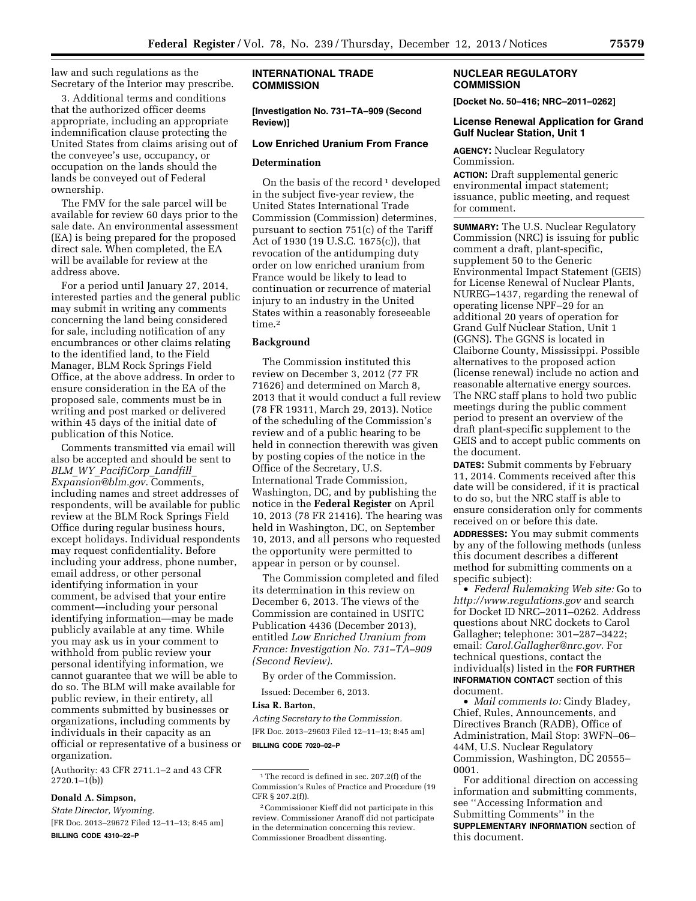law and such regulations as the Secretary of the Interior may prescribe.

3. Additional terms and conditions that the authorized officer deems appropriate, including an appropriate indemnification clause protecting the United States from claims arising out of the conveyee's use, occupancy, or occupation on the lands should the lands be conveyed out of Federal ownership.

The FMV for the sale parcel will be available for review 60 days prior to the sale date. An environmental assessment (EA) is being prepared for the proposed direct sale. When completed, the EA will be available for review at the address above.

For a period until January 27, 2014, interested parties and the general public may submit in writing any comments concerning the land being considered for sale, including notification of any encumbrances or other claims relating to the identified land, to the Field Manager, BLM Rock Springs Field Office, at the above address. In order to ensure consideration in the EA of the proposed sale, comments must be in writing and post marked or delivered within 45 days of the initial date of publication of this Notice.

Comments transmitted via email will also be accepted and should be sent to *BLM_WY_PacifiCorp_Landfill_Expansion@blm.gov*. Comments, including names and street addresses of respondents, will be available for public review at the BLM Rock Springs Field Office during regular business hours, except holidays. Individual respondents may request confidentiality. Before including your address, phone number, email address, or other personal identifying information in your comment, be advised that your entire comment—including your personal identifying information—may be made publicly available at any time. While you may ask us in your comment to withhold from public review your personal identifying information, we cannot guarantee that we will be able to do so. The BLM will make available for public review, in their entirety, all comments submitted by businesses or organizations, including comments by individuals in their capacity as an official or representative of a business or organization.

(Authority: 43 CFR 2711.1–2 and 43 CFR 2720.1–1(b))

**Donald A. Simpson,**

*State Director, Wyoming.*

[FR Doc. 2013–29672 Filed 12–11–13; 8:45 am]

**BILLING CODE 4310–22–P**

## INTERNATIONAL TRADE COMMISSION

**[Investigation No. 731–TA–909 (Second Review)]**

### Low Enriched Uranium From France

#### Determination

On the basis of the record [1] developed in the subject five-year review, the United States International Trade Commission (Commission) determines, pursuant to section 751(c) of the Tariff Act of 1930 (19 U.S.C. 1675(c)), that revocation of the antidumping duty order on low enriched uranium from France would be likely to lead to continuation or recurrence of material injury to an industry in the United States within a reasonably foreseeable time.[2]

#### Background

The Commission instituted this review on December 3, 2012 (77 FR 71626) and determined on March 8, 2013 that it would conduct a full review (78 FR 19311, March 29, 2013). Notice of the scheduling of the Commission's review and of a public hearing to be held in connection therewith was given by posting copies of the notice in the Office of the Secretary, U.S. International Trade Commission, Washington, DC, and by publishing the notice in the **Federal Register** on April 10, 2013 (78 FR 21416). The hearing was held in Washington, DC, on September 10, 2013, and all persons who requested the opportunity were permitted to appear in person or by counsel.

The Commission completed and filed its determination in this review on December 6, 2013. The views of the Commission are contained in USITC Publication 4436 (December 2013), entitled *Low Enriched Uranium from France: Investigation No. 731–TA–909 (Second Review).*

By order of the Commission.

Issued: December 6, 2013.

**Lisa R. Barton,**

*Acting Secretary to the Commission.*

[FR Doc. 2013–29603 Filed 12–11–13; 8:45 am]

**BILLING CODE 7020–02–P**

[1] The record is defined in sec. 207.2(f) of the Commission's Rules of Practice and Procedure (19 CFR § 207.2(f)).

[2] Commissioner Kieff did not participate in this review. Commissioner Aranoff did not participate in the determination concerning this review. Commissioner Broadbent dissenting.

## NUCLEAR REGULATORY COMMISSION

**[Docket No. 50–416; NRC–2011–0262]**

### License Renewal Application for Grand Gulf Nuclear Station, Unit 1

**AGENCY:** Nuclear Regulatory Commission.

**ACTION:** Draft supplemental generic environmental impact statement; issuance, public meeting, and request for comment.

**SUMMARY:** The U.S. Nuclear Regulatory Commission (NRC) is issuing for public comment a draft, plant-specific, supplement 50 to the Generic Environmental Impact Statement (GEIS) for License Renewal of Nuclear Plants, NUREG–1437, regarding the renewal of operating license NPF–29 for an additional 20 years of operation for Grand Gulf Nuclear Station, Unit 1 (GGNS). The GGNS is located in Claiborne County, Mississippi. Possible alternatives to the proposed action (license renewal) include no action and reasonable alternative energy sources. The NRC staff plans to hold two public meetings during the public comment period to present an overview of the draft plant-specific supplement to the GEIS and to accept public comments on the document.

**DATES:** Submit comments by February 11, 2014. Comments received after this date will be considered, if it is practical to do so, but the NRC staff is able to ensure consideration only for comments received on or before this date.

**ADDRESSES:** You may submit comments by any of the following methods (unless this document describes a different method for submitting comments on a specific subject):

- *Federal Rulemaking Web site:* Go to *http://www.regulations.gov* and search for Docket ID NRC–2011–0262. Address questions about NRC dockets to Carol Gallagher; telephone: 301–287–3422; email: *Carol.Gallagher@nrc.gov.* For technical questions, contact the individual(s) listed in the **FOR FURTHER INFORMATION CONTACT** section of this document.
- *Mail comments to:* Cindy Bladey, Chief, Rules, Announcements, and Directives Branch (RADB), Office of Administration, Mail Stop: 3WFN–06–44M, U.S. Nuclear Regulatory Commission, Washington, DC 20555–0001.

For additional direction on accessing information and submitting comments, see ''Accessing Information and Submitting Comments'' in the **SUPPLEMENTARY INFORMATION** section of this document.